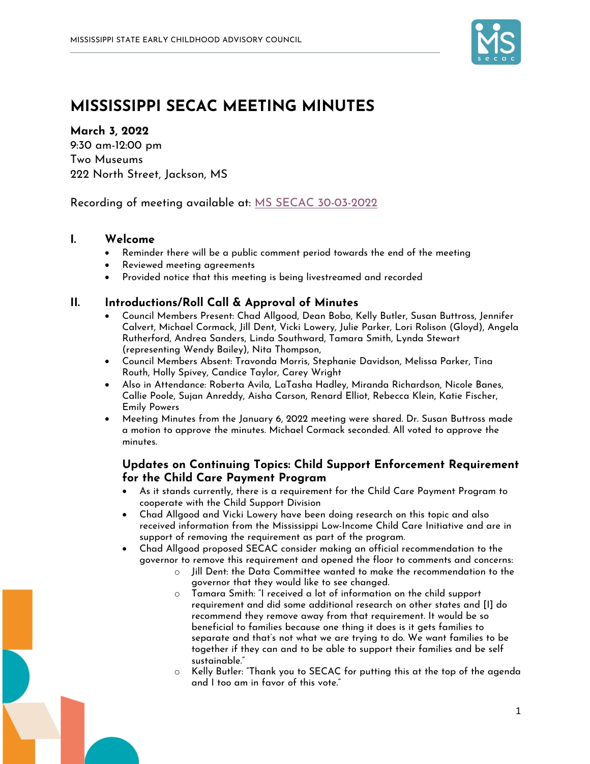# MISSISSIPPI SECAC MEETING MINUTES

**March 3, 2022**
9:30 am-12:00 pm
Two Museums
222 North Street, Jackson, MS

Recording of meeting available at: MS SECAC 30-03-2022

## I. Welcome

- Reminder there will be a public comment period towards the end of the meeting
- Reviewed meeting agreements
- Provided notice that this meeting is being livestreamed and recorded

## II. Introductions/Roll Call & Approval of Minutes

- Council Members Present: Chad Allgood, Dean Bobo, Kelly Butler, Susan Buttross, Jennifer Calvert, Michael Cormack, Jill Dent, Vicki Lowery, Julie Parker, Lori Rolison (Gloyd), Angela Rutherford, Andrea Sanders, Linda Southward, Tamara Smith, Lynda Stewart (representing Wendy Bailey), Nita Thompson,
- Council Members Absent: Travonda Morris, Stephanie Davidson, Melissa Parker, Tina Routh, Holly Spivey, Candice Taylor, Carey Wright
- Also in Attendance: Roberta Avila, LaTasha Hadley, Miranda Richardson, Nicole Banes, Callie Poole, Sujan Anreddy, Aisha Carson, Renard Elliot, Rebecca Klein, Katie Fischer, Emily Powers
- Meeting Minutes from the January 6, 2022 meeting were shared. Dr. Susan Buttross made a motion to approve the minutes. Michael Cormack seconded. All voted to approve the minutes.

### Updates on Continuing Topics: Child Support Enforcement Requirement for the Child Care Payment Program

- As it stands currently, there is a requirement for the Child Care Payment Program to cooperate with the Child Support Division
- Chad Allgood and Vicki Lowery have been doing research on this topic and also received information from the Mississippi Low-Income Child Care Initiative and are in support of removing the requirement as part of the program.
- Chad Allgood proposed SECAC consider making an official recommendation to the governor to remove this requirement and opened the floor to comments and concerns:
  - Jill Dent: the Data Committee wanted to make the recommendation to the governor that they would like to see changed.
  - Tamara Smith: "I received a lot of information on the child support requirement and did some additional research on other states and [I] do recommend they remove away from that requirement. It would be so beneficial to families because one thing it does is it gets families to separate and that's not what we are trying to do. We want families to be together if they can and to be able to support their families and be self sustainable."
  - Kelly Butler: "Thank you to SECAC for putting this at the top of the agenda and I too am in favor of this vote."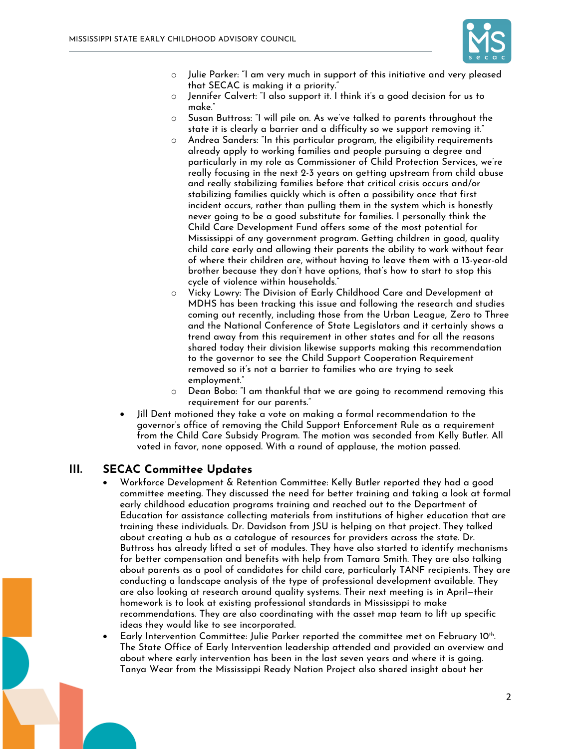- Julie Parker: "I am very much in support of this initiative and very pleased that SECAC is making it a priority."
  - Jennifer Calvert: "I also support it. I think it's a good decision for us to make."
  - Susan Buttross: "I will pile on. As we've talked to parents throughout the state it is clearly a barrier and a difficulty so we support removing it."
  - Andrea Sanders: "In this particular program, the eligibility requirements already apply to working families and people pursuing a degree and particularly in my role as Commissioner of Child Protection Services, we're really focusing in the next 2-3 years on getting upstream from child abuse and really stabilizing families before that critical crisis occurs and/or stabilizing families quickly which is often a possibility once that first incident occurs, rather than pulling them in the system which is honestly never going to be a good substitute for families. I personally think the Child Care Development Fund offers some of the most potential for Mississippi of any government program. Getting children in good, quality child care early and allowing their parents the ability to work without fear of where their children are, without having to leave them with a 13-year-old brother because they don't have options, that's how to start to stop this cycle of violence within households."
  - Vicky Lowry: The Division of Early Childhood Care and Development at MDHS has been tracking this issue and following the research and studies coming out recently, including those from the Urban League, Zero to Three and the National Conference of State Legislators and it certainly shows a trend away from this requirement in other states and for all the reasons shared today their division likewise supports making this recommendation to the governor to see the Child Support Cooperation Requirement removed so it's not a barrier to families who are trying to seek employment."
  - Dean Bobo: "I am thankful that we are going to recommend removing this requirement for our parents."
- Jill Dent motioned they take a vote on making a formal recommendation to the governor's office of removing the Child Support Enforcement Rule as a requirement from the Child Care Subsidy Program. The motion was seconded from Kelly Butler. All voted in favor, none opposed. With a round of applause, the motion passed.

## III. SECAC Committee Updates

- Workforce Development & Retention Committee: Kelly Butler reported they had a good committee meeting. They discussed the need for better training and taking a look at formal early childhood education programs training and reached out to the Department of Education for assistance collecting materials from institutions of higher education that are training these individuals. Dr. Davidson from JSU is helping on that project. They talked about creating a hub as a catalogue of resources for providers across the state. Dr. Buttross has already lifted a set of modules. They have also started to identify mechanisms for better compensation and benefits with help from Tamara Smith. They are also talking about parents as a pool of candidates for child care, particularly TANF recipients. They are conducting a landscape analysis of the type of professional development available. They are also looking at research around quality systems. Their next meeting is in April—their homework is to look at existing professional standards in Mississippi to make recommendations. They are also coordinating with the asset map team to lift up specific ideas they would like to see incorporated.
- Early Intervention Committee: Julie Parker reported the committee met on February 10th. The State Office of Early Intervention leadership attended and provided an overview and about where early intervention has been in the last seven years and where it is going. Tanya Wear from the Mississippi Ready Nation Project also shared insight about her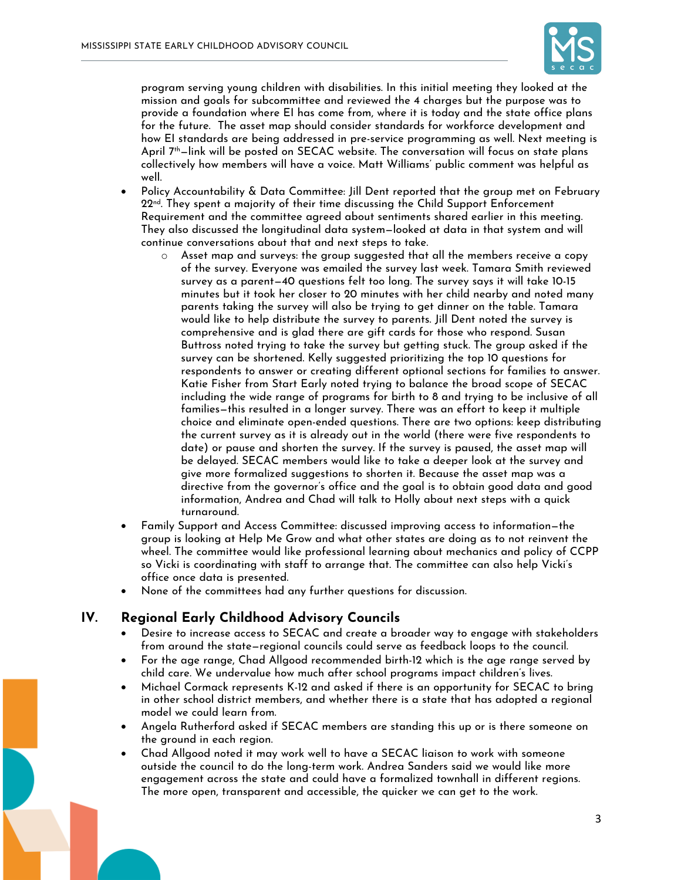program serving young children with disabilities. In this initial meeting they looked at the mission and goals for subcommittee and reviewed the 4 charges but the purpose was to provide a foundation where EI has come from, where it is today and the state office plans for the future. The asset map should consider standards for workforce development and how EI standards are being addressed in pre-service programming as well. Next meeting is April 7th—link will be posted on SECAC website. The conversation will focus on state plans collectively how members will have a voice. Matt Williams' public comment was helpful as well.

- Policy Accountability & Data Committee: Jill Dent reported that the group met on February 22nd. They spent a majority of their time discussing the Child Support Enforcement Requirement and the committee agreed about sentiments shared earlier in this meeting. They also discussed the longitudinal data system—looked at data in that system and will continue conversations about that and next steps to take.
  - Asset map and surveys: the group suggested that all the members receive a copy of the survey. Everyone was emailed the survey last week. Tamara Smith reviewed survey as a parent—40 questions felt too long. The survey says it will take 10-15 minutes but it took her closer to 20 minutes with her child nearby and noted many parents taking the survey will also be trying to get dinner on the table. Tamara would like to help distribute the survey to parents. Jill Dent noted the survey is comprehensive and is glad there are gift cards for those who respond. Susan Buttross noted trying to take the survey but getting stuck. The group asked if the survey can be shortened. Kelly suggested prioritizing the top 10 questions for respondents to answer or creating different optional sections for families to answer. Katie Fisher from Start Early noted trying to balance the broad scope of SECAC including the wide range of programs for birth to 8 and trying to be inclusive of all families—this resulted in a longer survey. There was an effort to keep it multiple choice and eliminate open-ended questions. There are two options: keep distributing the current survey as it is already out in the world (there were five respondents to date) or pause and shorten the survey. If the survey is paused, the asset map will be delayed. SECAC members would like to take a deeper look at the survey and give more formalized suggestions to shorten it. Because the asset map was a directive from the governor's office and the goal is to obtain good data and good information, Andrea and Chad will talk to Holly about next steps with a quick turnaround.
- Family Support and Access Committee: discussed improving access to information—the group is looking at Help Me Grow and what other states are doing as to not reinvent the wheel. The committee would like professional learning about mechanics and policy of CCPP so Vicki is coordinating with staff to arrange that. The committee can also help Vicki's office once data is presented.
- None of the committees had any further questions for discussion.

## IV. Regional Early Childhood Advisory Councils

- Desire to increase access to SECAC and create a broader way to engage with stakeholders from around the state—regional councils could serve as feedback loops to the council.
- For the age range, Chad Allgood recommended birth-12 which is the age range served by child care. We undervalue how much after school programs impact children's lives.
- Michael Cormack represents K-12 and asked if there is an opportunity for SECAC to bring in other school district members, and whether there is a state that has adopted a regional model we could learn from.
- Angela Rutherford asked if SECAC members are standing this up or is there someone on the ground in each region.
- Chad Allgood noted it may work well to have a SECAC liaison to work with someone outside the council to do the long-term work. Andrea Sanders said we would like more engagement across the state and could have a formalized townhall in different regions. The more open, transparent and accessible, the quicker we can get to the work.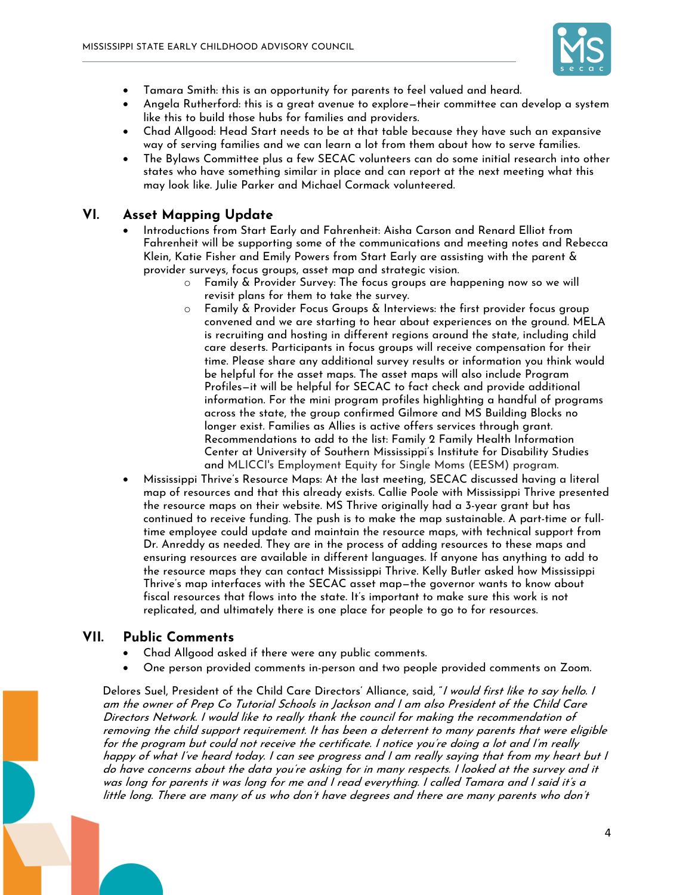- Tamara Smith: this is an opportunity for parents to feel valued and heard.
- Angela Rutherford: this is a great avenue to explore—their committee can develop a system like this to build those hubs for families and providers.
- Chad Allgood: Head Start needs to be at that table because they have such an expansive way of serving families and we can learn a lot from them about how to serve families.
- The Bylaws Committee plus a few SECAC volunteers can do some initial research into other states who have something similar in place and can report at the next meeting what this may look like. Julie Parker and Michael Cormack volunteered.

## VI. Asset Mapping Update

- Introductions from Start Early and Fahrenheit: Aisha Carson and Renard Elliot from Fahrenheit will be supporting some of the communications and meeting notes and Rebecca Klein, Katie Fisher and Emily Powers from Start Early are assisting with the parent & provider surveys, focus groups, asset map and strategic vision.
    - Family & Provider Survey: The focus groups are happening now so we will revisit plans for them to take the survey.
    - Family & Provider Focus Groups & Interviews: the first provider focus group convened and we are starting to hear about experiences on the ground. MELA is recruiting and hosting in different regions around the state, including child care deserts. Participants in focus groups will receive compensation for their time. Please share any additional survey results or information you think would be helpful for the asset maps. The asset maps will also include Program Profiles—it will be helpful for SECAC to fact check and provide additional information. For the mini program profiles highlighting a handful of programs across the state, the group confirmed Gilmore and MS Building Blocks no longer exist. Families as Allies is active offers services through grant. Recommendations to add to the list: Family 2 Family Health Information Center at University of Southern Mississippi's Institute for Disability Studies and MLICCI's Employment Equity for Single Moms (EESM) program.
- Mississippi Thrive's Resource Maps: At the last meeting, SECAC discussed having a literal map of resources and that this already exists. Callie Poole with Mississippi Thrive presented the resource maps on their website. MS Thrive originally had a 3-year grant but has continued to receive funding. The push is to make the map sustainable. A part-time or full-time employee could update and maintain the resource maps, with technical support from Dr. Anreddy as needed. They are in the process of adding resources to these maps and ensuring resources are available in different languages. If anyone has anything to add to the resource maps they can contact Mississippi Thrive. Kelly Butler asked how Mississippi Thrive's map interfaces with the SECAC asset map—the governor wants to know about fiscal resources that flows into the state. It's important to make sure this work is not replicated, and ultimately there is one place for people to go to for resources.

## VII. Public Comments

- Chad Allgood asked if there were any public comments.
- One person provided comments in-person and two people provided comments on Zoom.

Delores Suel, President of the Child Care Directors' Alliance, said, "*I would first like to say hello. I am the owner of Prep Co Tutorial Schools in Jackson and I am also President of the Child Care Directors Network. I would like to really thank the council for making the recommendation of removing the child support requirement. It has been a deterrent to many parents that were eligible for the program but could not receive the certificate. I notice you're doing a lot and I'm really happy of what I've heard today. I can see progress and I am really saying that from my heart but I do have concerns about the data you're asking for in many respects. I looked at the survey and it was long for parents it was long for me and I read everything. I called Tamara and I said it's a little long. There are many of us who don't have degrees and there are many parents who don't*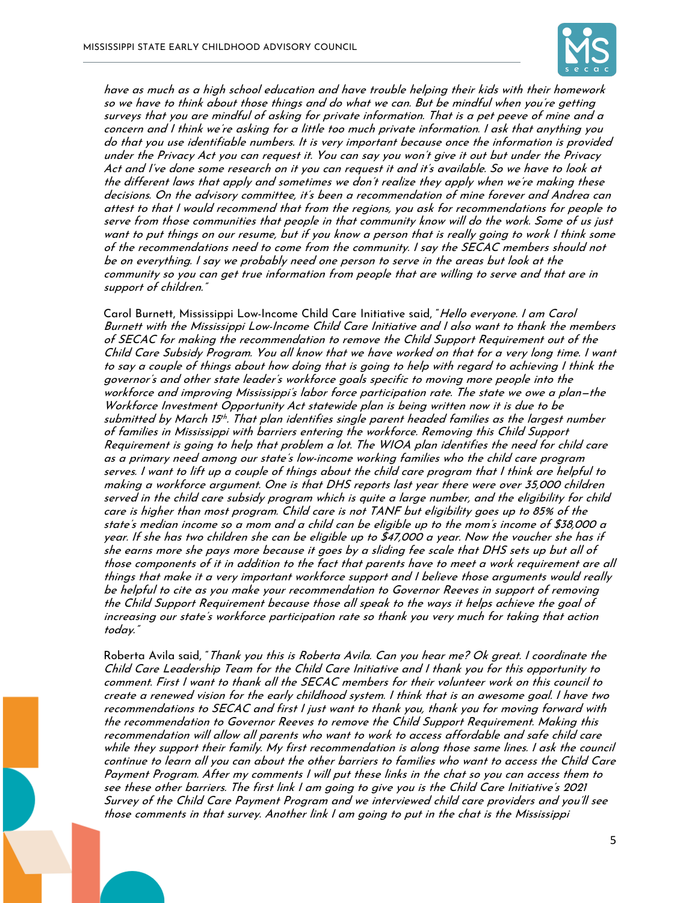*have as much as a high school education and have trouble helping their kids with their homework so we have to think about those things and do what we can. But be mindful when you're getting surveys that you are mindful of asking for private information. That is a pet peeve of mine and a concern and I think we're asking for a little too much private information. I ask that anything you do that you use identifiable numbers. It is very important because once the information is provided under the Privacy Act you can request it. You can say you won't give it out but under the Privacy Act and I've done some research on it you can request it and it's available. So we have to look at the different laws that apply and sometimes we don't realize they apply when we're making these decisions. On the advisory committee, it's been a recommendation of mine forever and Andrea can attest to that I would recommend that from the regions, you ask for recommendations for people to serve from those communities that people in that community know will do the work. Some of us just want to put things on our resume, but if you know a person that is really going to work I think some of the recommendations need to come from the community. I say the SECAC members should not be on everything. I say we probably need one person to serve in the areas but look at the community so you can get true information from people that are willing to serve and that are in support of children."*

Carol Burnett, Mississippi Low-Income Child Care Initiative said, *"Hello everyone. I am Carol Burnett with the Mississippi Low-Income Child Care Initiative and I also want to thank the members of SECAC for making the recommendation to remove the Child Support Requirement out of the Child Care Subsidy Program. You all know that we have worked on that for a very long time. I want to say a couple of things about how doing that is going to help with regard to achieving I think the governor's and other state leader's workforce goals specific to moving more people into the workforce and improving Mississippi's labor force participation rate. The state we owe a plan—the Workforce Investment Opportunity Act statewide plan is being written now it is due to be submitted by March 15th. That plan identifies single parent headed families as the largest number of families in Mississippi with barriers entering the workforce. Removing this Child Support Requirement is going to help that problem a lot. The WIOA plan identifies the need for child care as a primary need among our state's low-income working families who the child care program serves. I want to lift up a couple of things about the child care program that I think are helpful to making a workforce argument. One is that DHS reports last year there were over 35,000 children served in the child care subsidy program which is quite a large number, and the eligibility for child care is higher than most program. Child care is not TANF but eligibility goes up to 85% of the state's median income so a mom and a child can be eligible up to the mom's income of $38,000 a year. If she has two children she can be eligible up to $47,000 a year. Now the voucher she has if she earns more she pays more because it goes by a sliding fee scale that DHS sets up but all of those components of it in addition to the fact that parents have to meet a work requirement are all things that make it a very important workforce support and I believe those arguments would really be helpful to cite as you make your recommendation to Governor Reeves in support of removing the Child Support Requirement because those all speak to the ways it helps achieve the goal of increasing our state's workforce participation rate so thank you very much for taking that action today."*

Roberta Avila said, *"Thank you this is Roberta Avila. Can you hear me? Ok great. I coordinate the Child Care Leadership Team for the Child Care Initiative and I thank you for this opportunity to comment. First I want to thank all the SECAC members for their volunteer work on this council to create a renewed vision for the early childhood system. I think that is an awesome goal. I have two recommendations to SECAC and first I just want to thank you, thank you for moving forward with the recommendation to Governor Reeves to remove the Child Support Requirement. Making this recommendation will allow all parents who want to work to access affordable and safe child care while they support their family. My first recommendation is along those same lines. I ask the council continue to learn all you can about the other barriers to families who want to access the Child Care Payment Program. After my comments I will put these links in the chat so you can access them to see these other barriers. The first link I am going to give you is the Child Care Initiative's 2021 Survey of the Child Care Payment Program and we interviewed child care providers and you'll see those comments in that survey. Another link I am going to put in the chat is the Mississippi*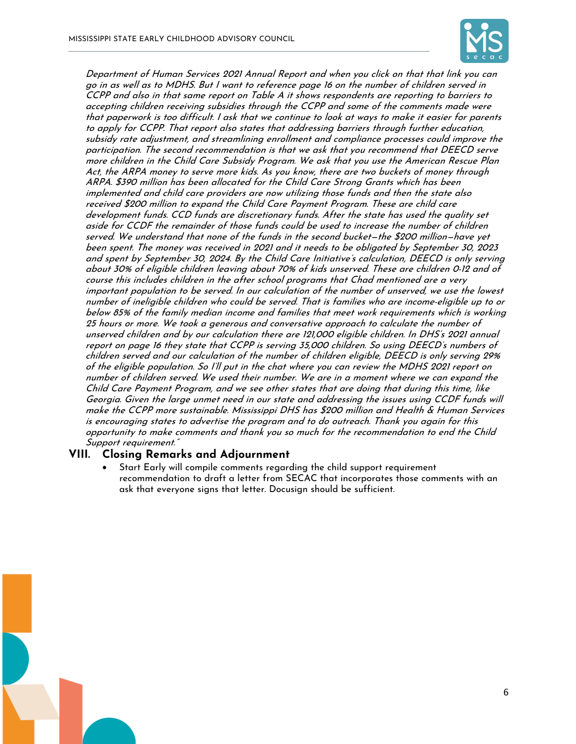*Department of Human Services 2021 Annual Report and when you click on that that link you can go in as well as to MDHS. But I want to reference page 16 on the number of children served in CCPP and also in that same report on Table A it shows respondents are reporting to barriers to accepting children receiving subsidies through the CCPP and some of the comments made were that paperwork is too difficult. I ask that we continue to look at ways to make it easier for parents to apply for CCPP. That report also states that addressing barriers through further education, subsidy rate adjustment, and streamlining enrollment and compliance processes could improve the participation. The second recommendation is that we ask that you recommend that DEECD serve more children in the Child Care Subsidy Program. We ask that you use the American Rescue Plan Act, the ARPA money to serve more kids. As you know, there are two buckets of money through ARPA. $390 million has been allocated for the Child Care Strong Grants which has been implemented and child care providers are now utilizing those funds and then the state also received $200 million to expand the Child Care Payment Program. These are child care development funds. CCD funds are discretionary funds. After the state has used the quality set aside for CCDF the remainder of those funds could be used to increase the number of children served. We understand that none of the funds in the second bucket—the $200 million—have yet been spent. The money was received in 2021 and it needs to be obligated by September 30, 2023 and spent by September 30, 2024. By the Child Care Initiative's calculation, DEECD is only serving about 30% of eligible children leaving about 70% of kids unserved. These are children 0-12 and of course this includes children in the after school programs that Chad mentioned are a very important population to be served. In our calculation of the number of unserved, we use the lowest number of ineligible children who could be served. That is families who are income-eligible up to or below 85% of the family median income and families that meet work requirements which is working 25 hours or more. We took a generous and conversative approach to calculate the number of unserved children and by our calculation there are 121,000 eligible children. In DHS's 2021 annual report on page 16 they state that CCPP is serving 35,000 children. So using DEECD's numbers of children served and our calculation of the number of children eligible, DEECD is only serving 29% of the eligible population. So I'll put in the chat where you can review the MDHS 2021 report on number of children served. We used their number. We are in a moment where we can expand the Child Care Payment Program, and we see other states that are doing that during this time, like Georgia. Given the large unmet need in our state and addressing the issues using CCDF funds will make the CCPP more sustainable. Mississippi DHS has $200 million and Health & Human Services is encouraging states to advertise the program and to do outreach. Thank you again for this opportunity to make comments and thank you so much for the recommendation to end the Child Support requirement."*

## VIII. Closing Remarks and Adjournment

- Start Early will compile comments regarding the child support requirement recommendation to draft a letter from SECAC that incorporates those comments with an ask that everyone signs that letter. Docusign should be sufficient.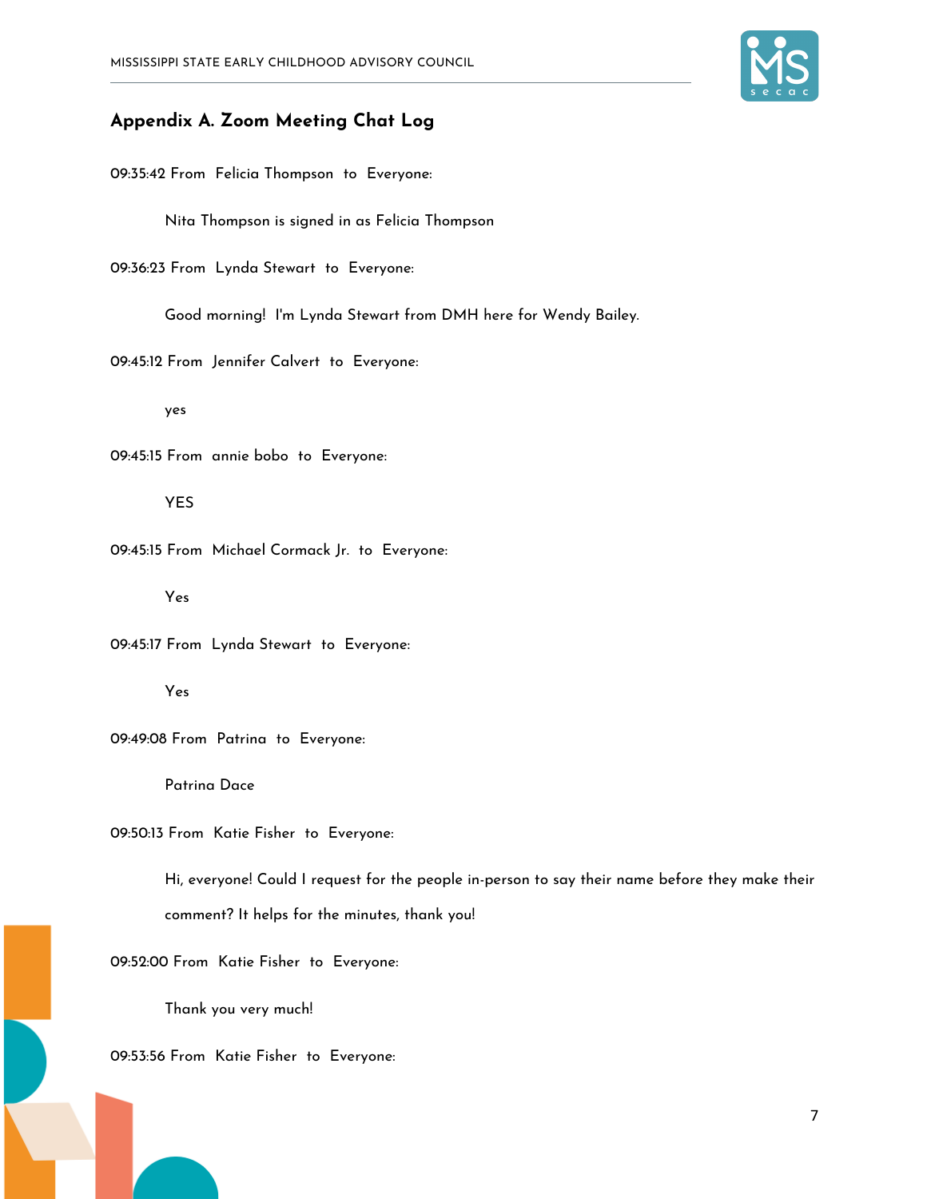## Appendix A. Zoom Meeting Chat Log

09:35:42 From Felicia Thompson to Everyone:

Nita Thompson is signed in as Felicia Thompson

09:36:23 From Lynda Stewart to Everyone:

Good morning! I'm Lynda Stewart from DMH here for Wendy Bailey.

09:45:12 From Jennifer Calvert to Everyone:

yes

09:45:15 From annie bobo to Everyone:

YES

09:45:15 From Michael Cormack Jr. to Everyone:

Yes

09:45:17 From Lynda Stewart to Everyone:

Yes

09:49:08 From Patrina to Everyone:

Patrina Dace

09:50:13 From Katie Fisher to Everyone:

Hi, everyone! Could I request for the people in-person to say their name before they make their comment? It helps for the minutes, thank you!

09:52:00 From Katie Fisher to Everyone:

Thank you very much!

09:53:56 From Katie Fisher to Everyone: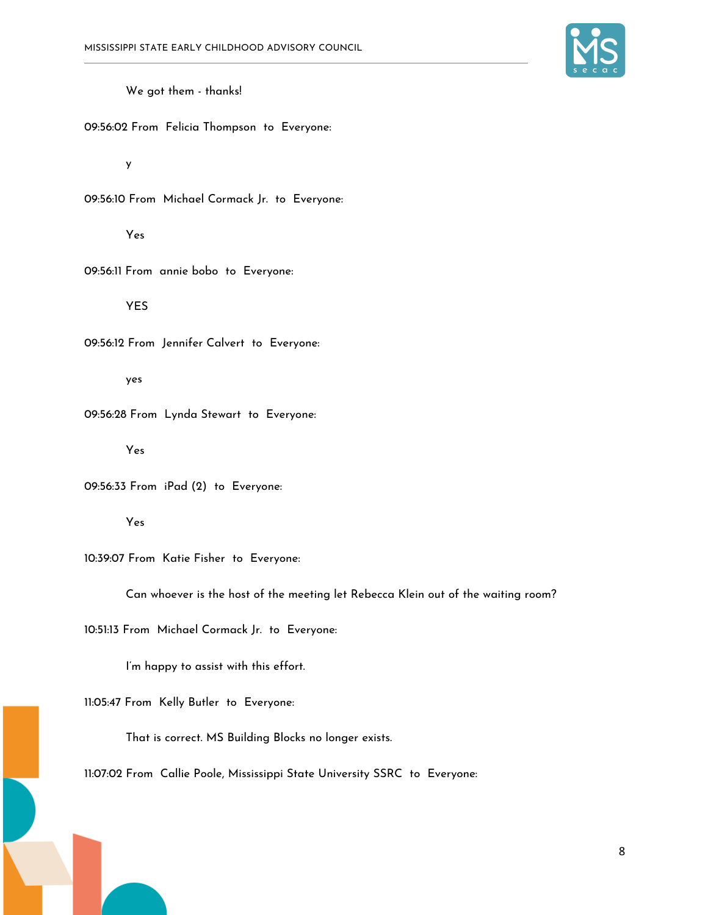We got them - thanks!

09:56:02 From Felicia Thompson to Everyone:

y

09:56:10 From Michael Cormack Jr. to Everyone:

Yes

09:56:11 From annie bobo to Everyone:

YES

09:56:12 From Jennifer Calvert to Everyone:

yes

09:56:28 From Lynda Stewart to Everyone:

Yes

09:56:33 From iPad (2) to Everyone:

Yes

10:39:07 From Katie Fisher to Everyone:

Can whoever is the host of the meeting let Rebecca Klein out of the waiting room?

10:51:13 From Michael Cormack Jr. to Everyone:

I'm happy to assist with this effort.

11:05:47 From Kelly Butler to Everyone:

That is correct. MS Building Blocks no longer exists.

11:07:02 From Callie Poole, Mississippi State University SSRC to Everyone: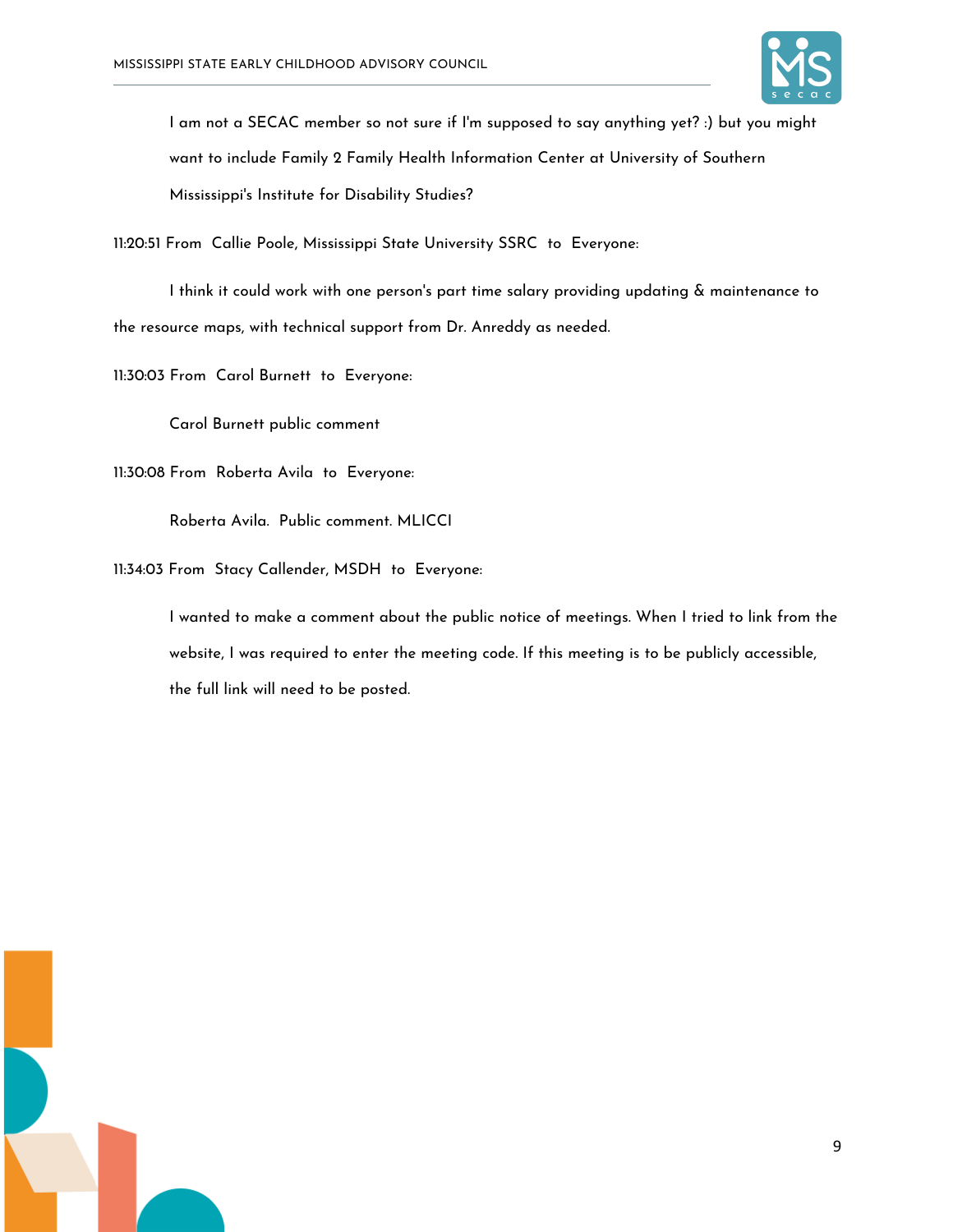I am not a SECAC member so not sure if I'm supposed to say anything yet? :) but you might want to include Family 2 Family Health Information Center at University of Southern Mississippi's Institute for Disability Studies?

11:20:51 From Callie Poole, Mississippi State University SSRC to Everyone:

I think it could work with one person's part time salary providing updating & maintenance to the resource maps, with technical support from Dr. Anreddy as needed.

11:30:03 From Carol Burnett to Everyone:

Carol Burnett public comment

11:30:08 From Roberta Avila to Everyone:

Roberta Avila. Public comment. MLICCI

11:34:03 From Stacy Callender, MSDH to Everyone:

I wanted to make a comment about the public notice of meetings. When I tried to link from the website, I was required to enter the meeting code. If this meeting is to be publicly accessible, the full link will need to be posted.